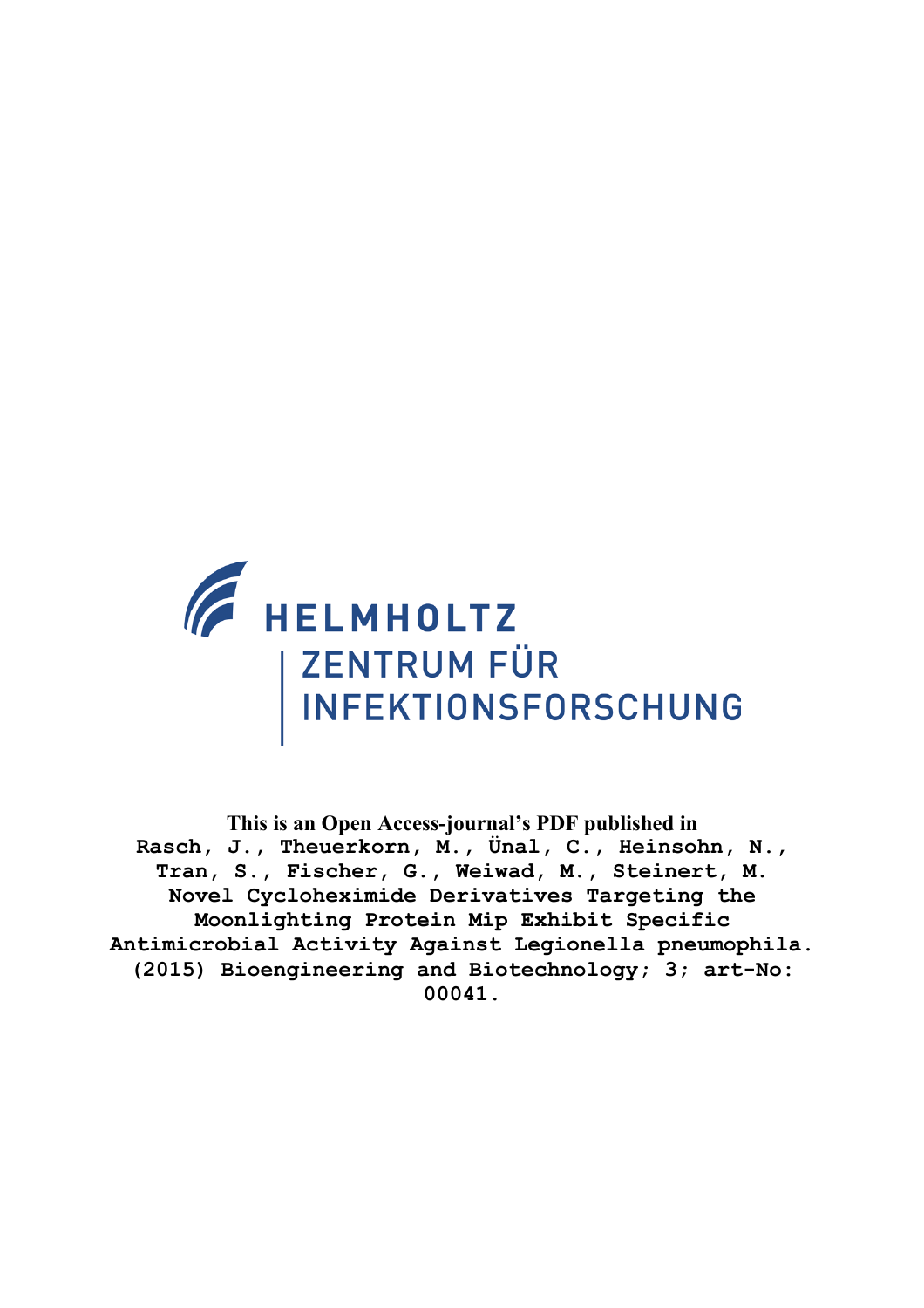HELMHOLTZ
ZENTRUM FÜR
INFEKTIONSFORSCHUNG

**This is an Open Access-journal's PDF published in**
**Rasch, J., Theuerkorn, M., Ünal, C., Heinsohn, N., Tran, S., Fischer, G., Weiwad, M., Steinert, M.**
**Novel Cycloheximide Derivatives Targeting the Moonlighting Protein Mip Exhibit Specific Antimicrobial Activity Against Legionella pneumophila.**
**(2015) Bioengineering and Biotechnology; 3; art-No: 00041.**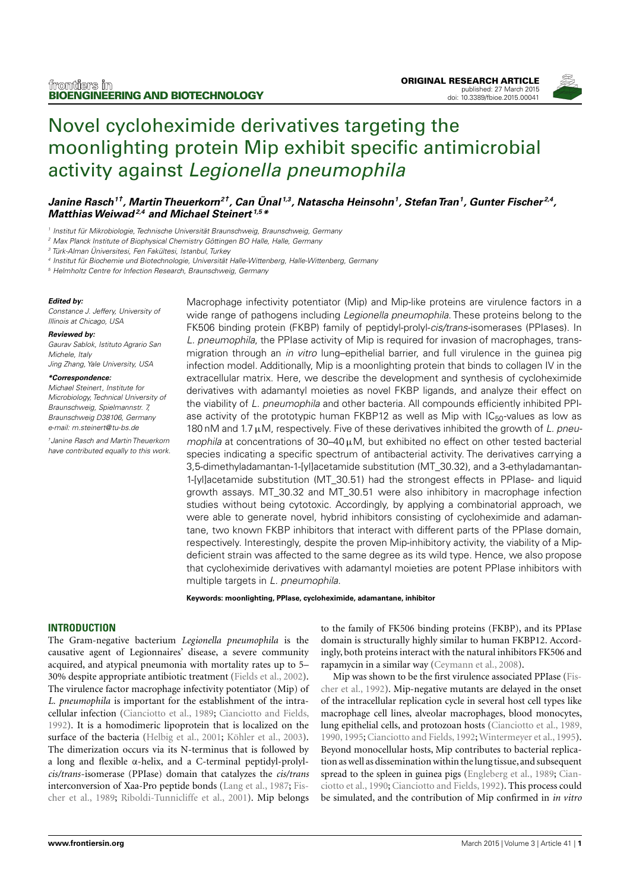# Novel cycloheximide derivatives targeting the moonlighting protein Mip exhibit specific antimicrobial activity against *Legionella pneumophila*

**Janine Rasch[1†], Martin Theuerkorn[2†], Can Ünal[1,3], Natascha Heinsohn[1], Stefan Tran[1], Gunter Fischer[2,4], Matthias Weiwad[2,4] and Michael Steinert[1,5]***

[1] Institut für Mikrobiologie, Technische Universität Braunschweig, Braunschweig, Germany

[2] Max Planck Institute of Biophysical Chemistry Göttingen BO Halle, Halle, Germany

[3] Türk-Alman Üniversitesi, Fen Fakültesi, Istanbul, Turkey

[4] Institut für Biochemie und Biotechnologie, Universität Halle-Wittenberg, Halle-Wittenberg, Germany

[5] Helmholtz Centre for Infection Research, Braunschweig, Germany

***Edited by:***
*Constance J. Jeffery, University of Illinois at Chicago, USA*

***Reviewed by:***
*Gaurav Sablok, Istituto Agrario San Michele, Italy*
*Jing Zhang, Yale University, USA*

***\*Correspondence:***
*Michael Steinert, Institute for Microbiology, Technical University of Braunschweig, Spielmannstr. 7, Braunschweig D38106, Germany e-mail: m.steinert@tu-bs.de*

*†Janine Rasch and Martin Theuerkorn have contributed equally to this work.*

Macrophage infectivity potentiator (Mip) and Mip-like proteins are virulence factors in a wide range of pathogens including *Legionella pneumophila*. These proteins belong to the FK506 binding protein (FKBP) family of peptidyl-prolyl-*cis/trans*-isomerases (PPIases). In *L. pneumophila*, the PPIase activity of Mip is required for invasion of macrophages, transmigration through an *in vitro* lung–epithelial barrier, and full virulence in the guinea pig infection model. Additionally, Mip is a moonlighting protein that binds to collagen IV in the extracellular matrix. Here, we describe the development and synthesis of cycloheximide derivatives with adamantyl moieties as novel FKBP ligands, and analyze their effect on the viability of *L. pneumophila* and other bacteria. All compounds efficiently inhibited PPIase activity of the prototypic human FKBP12 as well as Mip with $IC_{50}$-values as low as 180 nM and 1.7 μM, respectively. Five of these derivatives inhibited the growth of *L. pneumophila* at concentrations of 30–40 μM, but exhibited no effect on other tested bacterial species indicating a specific spectrum of antibacterial activity. The derivatives carrying a 3,5-dimethyladamantan-1-[yl]acetamide substitution (MT_30.32), and a 3-ethyladamantan-1-[yl]acetamide substitution (MT_30.51) had the strongest effects in PPIase- and liquid growth assays. MT_30.32 and MT_30.51 were also inhibitory in macrophage infection studies without being cytotoxic. Accordingly, by applying a combinatorial approach, we were able to generate novel, hybrid inhibitors consisting of cycloheximide and adamantane, two known FKBP inhibitors that interact with different parts of the PPIase domain, respectively. Interestingly, despite the proven Mip-inhibitory activity, the viability of a Mip-deficient strain was affected to the same degree as its wild type. Hence, we also propose that cycloheximide derivatives with adamantyl moieties are potent PPIase inhibitors with multiple targets in *L. pneumophila*.

**Keywords: moonlighting, PPIase, cycloheximide, adamantane, inhibitor**

## INTRODUCTION

The Gram-negative bacterium *Legionella pneumophila* is the causative agent of Legionnaires' disease, a severe community acquired, and atypical pneumonia with mortality rates up to 5–30% despite appropriate antibiotic treatment (Fields et al., 2002). The virulence factor macrophage infectivity potentiator (Mip) of *L. pneumophila* is important for the establishment of the intracellular infection (Cianciotto et al., 1989; Cianciotto and Fields, 1992). It is a homodimeric lipoprotein that is localized on the surface of the bacteria (Helbig et al., 2001; Köhler et al., 2003). The dimerization occurs via its N-terminus that is followed by a long and flexible α-helix, and a C-terminal peptidyl-prolyl-*cis/trans*-isomerase (PPIase) domain that catalyzes the *cis/trans* interconversion of Xaa-Pro peptide bonds (Lang et al., 1987; Fischer et al., 1989; Riboldi-Tunnicliffe et al., 2001). Mip belongs to the family of FK506 binding proteins (FKBP), and its PPIase domain is structurally highly similar to human FKBP12. Accordingly, both proteins interact with the natural inhibitors FK506 and rapamycin in a similar way (Ceymann et al., 2008).

Mip was shown to be the first virulence associated PPIase (Fischer et al., 1992). Mip-negative mutants are delayed in the onset of the intracellular replication cycle in several host cell types like macrophage cell lines, alveolar macrophages, blood monocytes, lung epithelial cells, and protozoan hosts (Cianciotto et al., 1989, 1990, 1995; Cianciotto and Fields, 1992; Wintermeyer et al., 1995). Beyond monocellular hosts, Mip contributes to bacterial replication as well as dissemination within the lung tissue, and subsequent spread to the spleen in guinea pigs (Engleberg et al., 1989; Cianciotto et al., 1990; Cianciotto and Fields, 1992). This process could be simulated, and the contribution of Mip confirmed in *in vitro*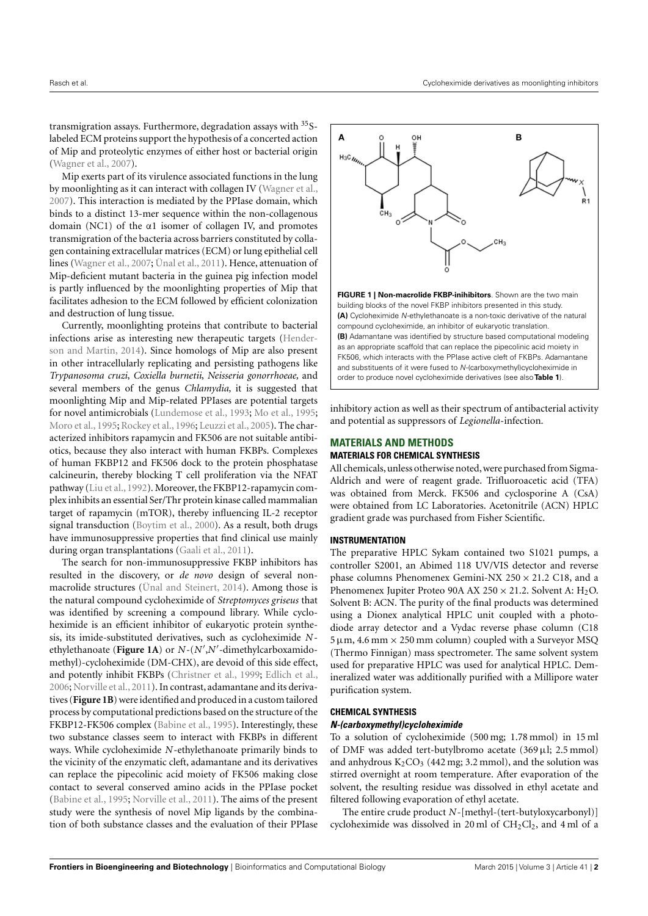transmigration assays. Furthermore, degradation assays with $^{35}$S-labeled ECM proteins support the hypothesis of a concerted action of Mip and proteolytic enzymes of either host or bacterial origin (Wagner et al., 2007).

Mip exerts part of its virulence associated functions in the lung by moonlighting as it can interact with collagen IV (Wagner et al., 2007). This interaction is mediated by the PPIase domain, which binds to a distinct 13-mer sequence within the non-collagenous domain (NC1) of the α1 isomer of collagen IV, and promotes transmigration of the bacteria across barriers constituted by collagen containing extracellular matrices (ECM) or lung epithelial cell lines (Wagner et al., 2007; Ünal et al., 2011). Hence, attenuation of Mip-deficient mutant bacteria in the guinea pig infection model is partly influenced by the moonlighting properties of Mip that facilitates adhesion to the ECM followed by efficient colonization and destruction of lung tissue.

Currently, moonlighting proteins that contribute to bacterial infections arise as interesting new therapeutic targets (Henderson and Martin, 2014). Since homologs of Mip are also present in other intracellularly replicating and persisting pathogens like *Trypanosoma cruzi*, *Coxiella burnetii*, *Neisseria gonorrhoeae,* and several members of the genus *Chlamydia,* it is suggested that moonlighting Mip and Mip-related PPIases are potential targets for novel antimicrobials (Lundemose et al., 1993; Mo et al., 1995; Moro et al., 1995; Rockey et al., 1996; Leuzzi et al., 2005). The characterized inhibitors rapamycin and FK506 are not suitable antibiotics, because they also interact with human FKBPs. Complexes of human FKBP12 and FK506 dock to the protein phosphatase calcineurin, thereby blocking T cell proliferation via the NFAT pathway (Liu et al., 1992). Moreover, the FKBP12-rapamycin complex inhibits an essential Ser/Thr protein kinase called mammalian target of rapamycin (mTOR), thereby influencing IL-2 receptor signal transduction (Boytim et al., 2000). As a result, both drugs have immunosuppressive properties that find clinical use mainly during organ transplantations (Gaali et al., 2011).

The search for non-immunosuppressive FKBP inhibitors has resulted in the discovery, or *de novo* design of several non-macrolide structures (Ünal and Steinert, 2014). Among those is the natural compound cycloheximide of *Streptomyces griseus* that was identified by screening a compound library. While cycloheximide is an efficient inhibitor of eukaryotic protein synthesis, its imide-substituted derivatives, such as cycloheximide *N*-ethylethanoate (**Figure 1A**) or *N*-(*N*′,*N*′-dimethylcarboxamidomethyl)-cycloheximide (DM-CHX), are devoid of this side effect, and potently inhibit FKBPs (Christner et al., 1999; Edlich et al., 2006; Norville et al., 2011). In contrast, adamantane and its derivatives (**Figure 1B**) were identified and produced in a custom tailored process by computational predictions based on the structure of the FKBP12-FK506 complex (Babine et al., 1995). Interestingly, these two substance classes seem to interact with FKBPs in different ways. While cycloheximide *N*-ethylethanoate primarily binds to the vicinity of the enzymatic cleft, adamantane and its derivatives can replace the pipecolinic acid moiety of FK506 making close contact to several conserved amino acids in the PPIase pocket (Babine et al., 1995; Norville et al., 2011). The aims of the present study were the synthesis of novel Mip ligands by the combination of both substance classes and the evaluation of their PPIase inhibitory action as well as their spectrum of antibacterial activity and potential as suppressors of *Legionella*-infection.

A

B

**FIGURE 1 | Non-macrolide FKBP-inihibitors**. Shown are the two main building blocks of the novel FKBP inhibitors presented in this study. **(A)** Cycloheximide *N*-ethylethanoate is a non-toxic derivative of the natural compound cycloheximide, an inhibitor of eukaryotic translation. **(B)** Adamantane was identified by structure based computational modeling as an appropriate scaffold that can replace the pipecolinic acid moiety in FK506, which interacts with the PPIase active cleft of FKBPs. Adamantane and substituents of it were fused to *N*-(carboxymethyl)cycloheximide in order to produce novel cycloheximide derivatives (see also **Table 1**).

## MATERIALS AND METHODS

### MATERIALS FOR CHEMICAL SYNTHESIS

All chemicals, unless otherwise noted, were purchased from Sigma-Aldrich and were of reagent grade. Trifluoroacetic acid (TFA) was obtained from Merck. FK506 and cyclosporine A (CsA) were obtained from LC Laboratories. Acetonitrile (ACN) HPLC gradient grade was purchased from Fisher Scientific.

### INSTRUMENTATION

The preparative HPLC Sykam contained two S1021 pumps, a controller S2001, an Abimed 118 UV/VIS detector and reverse phase columns Phenomenex Gemini-NX 250 × 21.2 C18, and a Phenomenex Jupiter Proteo 90A AX 250 × 21.2. Solvent A: $H_2O$. Solvent B: ACN. The purity of the final products was determined using a Dionex analytical HPLC unit coupled with a photodiode array detector and a Vydac reverse phase column (C18 5 μm, 4.6 mm × 250 mm column) coupled with a Surveyor MSQ (Thermo Finnigan) mass spectrometer. The same solvent system used for preparative HPLC was used for analytical HPLC. Demineralized water was additionally purified with a Millipore water purification system.

### CHEMICAL SYNTHESIS

#### *N-(carboxymethyl)cycloheximide*

To a solution of cycloheximide (500 mg; 1.78 mmol) in 15 ml of DMF was added tert-butylbromo acetate (369 μl; 2.5 mmol) and anhydrous $K_2CO_3$ (442 mg; 3.2 mmol), and the solution was stirred overnight at room temperature. After evaporation of the solvent, the resulting residue was dissolved in ethyl acetate and filtered following evaporation of ethyl acetate.

The entire crude product *N*-[methyl-(tert-butyloxycarbonyl)] cycloheximide was dissolved in 20 ml of $CH_2Cl_2$, and 4 ml of a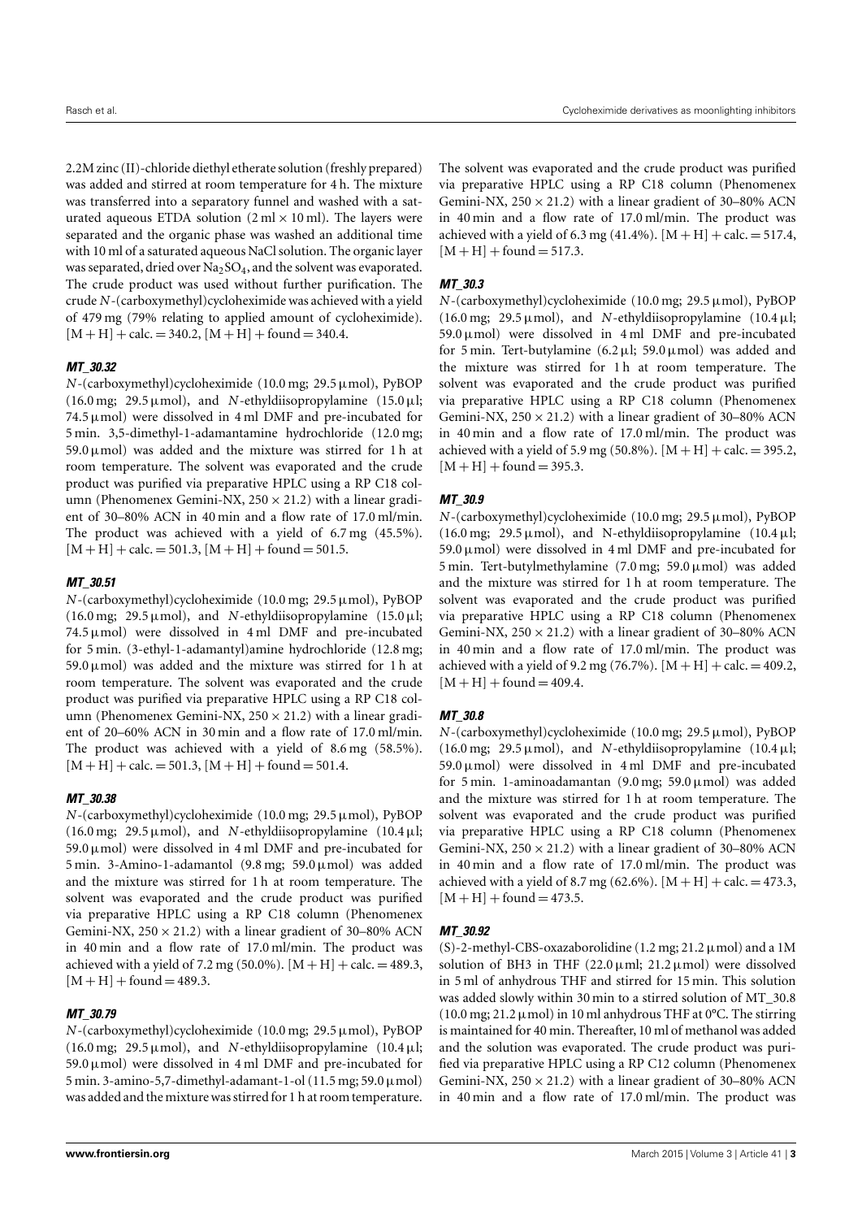2.2M zinc (II)-chloride diethyl etherate solution (freshly prepared) was added and stirred at room temperature for 4 h. The mixture was transferred into a separatory funnel and washed with a saturated aqueous ETDA solution (2 ml × 10 ml). The layers were separated and the organic phase was washed an additional time with 10 ml of a saturated aqueous NaCl solution. The organic layer was separated, dried over $Na_2SO_4$, and the solvent was evaporated. The crude product was used without further purification. The crude *N*-(carboxymethyl)cycloheximide was achieved with a yield of 479 mg (79% relating to applied amount of cycloheximide). $[M + H] +$ calc. = 340.2, $[M + H] +$ found = 340.4.

#### *MT_30.32*

*N*-(carboxymethyl)cycloheximide (10.0 mg; 29.5 μmol), PyBOP (16.0 mg; 29.5 μmol), and *N*-ethyldiisopropylamine (15.0 μl; 74.5 μmol) were dissolved in 4 ml DMF and pre-incubated for 5 min. 3,5-dimethyl-1-adamantamine hydrochloride (12.0 mg; 59.0 μmol) was added and the mixture was stirred for 1 h at room temperature. The solvent was evaporated and the crude product was purified via preparative HPLC using a RP C18 column (Phenomenex Gemini-NX, 250 × 21.2) with a linear gradient of 30–80% ACN in 40 min and a flow rate of 17.0 ml/min. The product was achieved with a yield of 6.7 mg (45.5%). $[M + H] +$ calc. = 501.3, $[M + H] +$ found = 501.5.

#### *MT_30.51*

*N*-(carboxymethyl)cycloheximide (10.0 mg; 29.5 μmol), PyBOP (16.0 mg; 29.5 μmol), and *N*-ethyldiisopropylamine (15.0 μl; 74.5 μmol) were dissolved in 4 ml DMF and pre-incubated for 5 min. (3-ethyl-1-adamantyl)amine hydrochloride (12.8 mg; 59.0 μmol) was added and the mixture was stirred for 1 h at room temperature. The solvent was evaporated and the crude product was purified via preparative HPLC using a RP C18 column (Phenomenex Gemini-NX, 250 × 21.2) with a linear gradient of 20–60% ACN in 30 min and a flow rate of 17.0 ml/min. The product was achieved with a yield of 8.6 mg (58.5%). $[M + H] +$ calc. = 501.3, $[M + H] +$ found = 501.4.

#### *MT_30.38*

*N*-(carboxymethyl)cycloheximide (10.0 mg; 29.5 μmol), PyBOP (16.0 mg; 29.5 μmol), and *N*-ethyldiisopropylamine (10.4 μl; 59.0 μmol) were dissolved in 4 ml DMF and pre-incubated for 5 min. 3-Amino-1-adamantol (9.8 mg; 59.0 μmol) was added and the mixture was stirred for 1 h at room temperature. The solvent was evaporated and the crude product was purified via preparative HPLC using a RP C18 column (Phenomenex Gemini-NX, 250 × 21.2) with a linear gradient of 30–80% ACN in 40 min and a flow rate of 17.0 ml/min. The product was achieved with a yield of 7.2 mg (50.0%). $[M + H] +$ calc. = 489.3, $[M + H] +$ found = 489.3.

#### *MT_30.79*

*N*-(carboxymethyl)cycloheximide (10.0 mg; 29.5 μmol), PyBOP (16.0 mg; 29.5 μmol), and *N*-ethyldiisopropylamine (10.4 μl; 59.0 μmol) were dissolved in 4 ml DMF and pre-incubated for 5 min. 3-amino-5,7-dimethyl-adamant-1-ol (11.5 mg; 59.0 μmol) was added and the mixture was stirred for 1 h at room temperature. The solvent was evaporated and the crude product was purified via preparative HPLC using a RP C18 column (Phenomenex Gemini-NX, 250 × 21.2) with a linear gradient of 30–80% ACN in 40 min and a flow rate of 17.0 ml/min. The product was achieved with a yield of 6.3 mg (41.4%). $[M + H] +$ calc. = 517.4, $[M + H] +$ found = 517.3.

#### *MT_30.3*

*N*-(carboxymethyl)cycloheximide (10.0 mg; 29.5 μmol), PyBOP (16.0 mg; 29.5 μmol), and *N*-ethyldiisopropylamine (10.4 μl; 59.0 μmol) were dissolved in 4 ml DMF and pre-incubated for 5 min. Tert-butylamine (6.2 μl; 59.0 μmol) was added and the mixture was stirred for 1 h at room temperature. The solvent was evaporated and the crude product was purified via preparative HPLC using a RP C18 column (Phenomenex Gemini-NX, 250 × 21.2) with a linear gradient of 30–80% ACN in 40 min and a flow rate of 17.0 ml/min. The product was achieved with a yield of 5.9 mg (50.8%). $[M + H] +$ calc. = 395.2, $[M + H] +$ found = 395.3.

#### *MT_30.9*

*N*-(carboxymethyl)cycloheximide (10.0 mg; 29.5 μmol), PyBOP (16.0 mg; 29.5 μmol), and N-ethyldiisopropylamine (10.4 μl; 59.0 μmol) were dissolved in 4 ml DMF and pre-incubated for 5 min. Tert-butylmethylamine (7.0 mg; 59.0 μmol) was added and the mixture was stirred for 1 h at room temperature. The solvent was evaporated and the crude product was purified via preparative HPLC using a RP C18 column (Phenomenex Gemini-NX, 250 × 21.2) with a linear gradient of 30–80% ACN in 40 min and a flow rate of 17.0 ml/min. The product was achieved with a yield of 9.2 mg (76.7%). $[M + H] +$ calc. = 409.2, $[M + H] +$ found = 409.4.

#### *MT_30.8*

*N*-(carboxymethyl)cycloheximide (10.0 mg; 29.5 μmol), PyBOP (16.0 mg; 29.5 μmol), and *N*-ethyldiisopropylamine (10.4 μl; 59.0 μmol) were dissolved in 4 ml DMF and pre-incubated for 5 min. 1-aminoadamantan (9.0 mg; 59.0 μmol) was added and the mixture was stirred for 1 h at room temperature. The solvent was evaporated and the crude product was purified via preparative HPLC using a RP C18 column (Phenomenex Gemini-NX, 250 × 21.2) with a linear gradient of 30–80% ACN in 40 min and a flow rate of 17.0 ml/min. The product was achieved with a yield of 8.7 mg (62.6%). $[M + H] +$ calc. = 473.3, $[M + H] +$ found = 473.5.

#### *MT_30.92*

(S)-2-methyl-CBS-oxazaborolidine (1.2 mg; 21.2 μmol) and a 1M solution of BH3 in THF (22.0 μml; 21.2 μmol) were dissolved in 5 ml of anhydrous THF and stirred for 15 min. This solution was added slowly within 30 min to a stirred solution of MT_30.8 (10.0 mg; 21.2 μmol) in 10 ml anhydrous THF at 0°C. The stirring is maintained for 40 min. Thereafter, 10 ml of methanol was added and the solution was evaporated. The crude product was purified via preparative HPLC using a RP C12 column (Phenomenex Gemini-NX, 250 × 21.2) with a linear gradient of 30–80% ACN in 40 min and a flow rate of 17.0 ml/min. The product was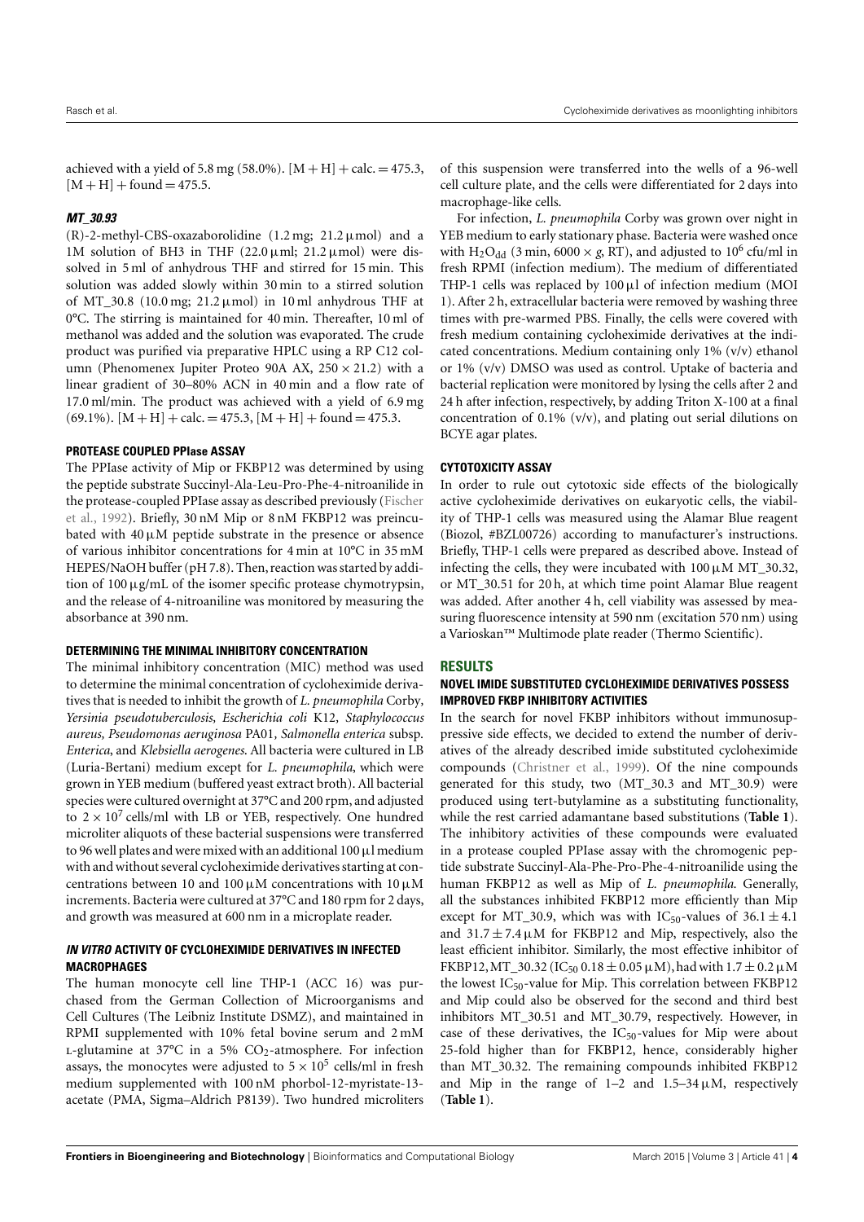achieved with a yield of 5.8 mg (58.0%). [M + H] + calc. = 475.3, [M + H] + found = 475.5.

#### *MT_30.93*

(R)-2-methyl-CBS-oxazaborolidine (1.2 mg; 21.2 μmol) and a 1M solution of $BH_3$ in THF (22.0 μml; 21.2 μmol) were dissolved in 5 ml of anhydrous THF and stirred for 15 min. This solution was added slowly within 30 min to a stirred solution of MT_30.8 (10.0 mg; 21.2 μmol) in 10 ml anhydrous THF at 0°C. The stirring is maintained for 40 min. Thereafter, 10 ml of methanol was added and the solution was evaporated. The crude product was purified via preparative HPLC using a RP C12 column (Phenomenex Jupiter Proteo 90A AX, 250 × 21.2) with a linear gradient of 30–80% ACN in 40 min and a flow rate of 17.0 ml/min. The product was achieved with a yield of 6.9 mg (69.1%). [M + H] + calc. = 475.3, [M + H] + found = 475.3.

### PROTEASE COUPLED PPIase ASSAY

The PPIase activity of Mip or FKBP12 was determined by using the peptide substrate Succinyl-Ala-Leu-Pro-Phe-4-nitroanilide in the protease-coupled PPIase assay as described previously (Fischer et al., 1992). Briefly, 30 nM Mip or 8 nM FKBP12 was preincubated with 40 μM peptide substrate in the presence or absence of various inhibitor concentrations for 4 min at 10°C in 35 mM HEPES/NaOH buffer (pH 7.8). Then, reaction was started by addition of 100 μg/mL of the isomer specific protease chymotrypsin, and the release of 4-nitroaniline was monitored by measuring the absorbance at 390 nm.

### DETERMINING THE MINIMAL INHIBITORY CONCENTRATION

The minimal inhibitory concentration (MIC) method was used to determine the minimal concentration of cycloheximide derivatives that is needed to inhibit the growth of *L. pneumophila* Corby, *Yersinia pseudotuberculosis, Escherichia coli* K12, *Staphylococcus aureus, Pseudomonas aeruginosa* PA01, *Salmonella enterica* subsp. *Enterica*, and *Klebsiella aerogenes*. All bacteria were cultured in LB (Luria-Bertani) medium except for *L. pneumophila*, which were grown in YEB medium (buffered yeast extract broth). All bacterial species were cultured overnight at 37°C and 200 rpm, and adjusted to $2 \times 10^7$ cells/ml with LB or YEB, respectively. One hundred microliter aliquots of these bacterial suspensions were transferred to 96 well plates and were mixed with an additional 100 μl medium with and without several cycloheximide derivatives starting at concentrations between 10 and 100 μM concentrations with 10 μM increments. Bacteria were cultured at 37°C and 180 rpm for 2 days, and growth was measured at 600 nm in a microplate reader.

### *IN VITRO* ACTIVITY OF CYCLOHEXIMIDE DERIVATIVES IN INFECTED MACROPHAGES

The human monocyte cell line THP-1 (ACC 16) was purchased from the German Collection of Microorganisms and Cell Cultures (The Leibniz Institute DSMZ), and maintained in RPMI supplemented with 10% fetal bovine serum and 2 mM L-glutamine at 37°C in a 5% $CO_2$-atmosphere. For infection assays, the monocytes were adjusted to $5 \times 10^5$ cells/ml in fresh medium supplemented with 100 nM phorbol-12-myristate-13-acetate (PMA, Sigma–Aldrich P8139). Two hundred microliters of this suspension were transferred into the wells of a 96-well cell culture plate, and the cells were differentiated for 2 days into macrophage-like cells.

For infection, *L. pneumophila* Corby was grown over night in YEB medium to early stationary phase. Bacteria were washed once with $H_2O_{dd}$ (3 min, 6000 × *g*, RT), and adjusted to $10^6$ cfu/ml in fresh RPMI (infection medium). The medium of differentiated THP-1 cells was replaced by 100 μl of infection medium (MOI 1). After 2 h, extracellular bacteria were removed by washing three times with pre-warmed PBS. Finally, the cells were covered with fresh medium containing cycloheximide derivatives at the indicated concentrations. Medium containing only 1% (v/v) ethanol or 1% (v/v) DMSO was used as control. Uptake of bacteria and bacterial replication were monitored by lysing the cells after 2 and 24 h after infection, respectively, by adding Triton X-100 at a final concentration of 0.1% (v/v), and plating out serial dilutions on BCYE agar plates.

### CYTOTOXICITY ASSAY

In order to rule out cytotoxic side effects of the biologically active cycloheximide derivatives on eukaryotic cells, the viability of THP-1 cells was measured using the Alamar Blue reagent (Biozol, #BZL00726) according to manufacturer's instructions. Briefly, THP-1 cells were prepared as described above. Instead of infecting the cells, they were incubated with 100 μM MT_30.32, or MT_30.51 for 20 h, at which time point Alamar Blue reagent was added. After another 4 h, cell viability was assessed by measuring fluorescence intensity at 590 nm (excitation 570 nm) using a Varioskan™ Multimode plate reader (Thermo Scientific).

## RESULTS

### NOVEL IMIDE SUBSTITUTED CYCLOHEXIMIDE DERIVATIVES POSSESS IMPROVED FKBP INHIBITORY ACTIVITIES

In the search for novel FKBP inhibitors without immunosuppressive side effects, we decided to extend the number of derivatives of the already described imide substituted cycloheximide compounds (Christner et al., 1999). Of the nine compounds generated for this study, two (MT_30.3 and MT_30.9) were produced using tert-butylamine as a substituting functionality, while the rest carried adamantane based substitutions (**Table 1**). The inhibitory activities of these compounds were evaluated in a protease coupled PPIase assay with the chromogenic peptide substrate Succinyl-Ala-Phe-Pro-Phe-4-nitroanilide using the human FKBP12 as well as Mip of *L. pneumophila*. Generally, all the substances inhibited FKBP12 more efficiently than Mip except for MT_30.9, which was with $IC_{50}$-values of 36.1 ± 4.1 and 31.7 ± 7.4 μM for FKBP12 and Mip, respectively, also the least efficient inhibitor. Similarly, the most effective inhibitor of FKBP12, MT_30.32 ($IC_{50}$ 0.18 ± 0.05 μM), had with 1.7 ± 0.2 μM the lowest $IC_{50}$-value for Mip. This correlation between FKBP12 and Mip could also be observed for the second and third best inhibitors MT_30.51 and MT_30.79, respectively. However, in case of these derivatives, the $IC_{50}$-values for Mip were about 25-fold higher than for FKBP12, hence, considerably higher than MT_30.32. The remaining compounds inhibited FKBP12 and Mip in the range of 1–2 and 1.5–34 μM, respectively (**Table 1**).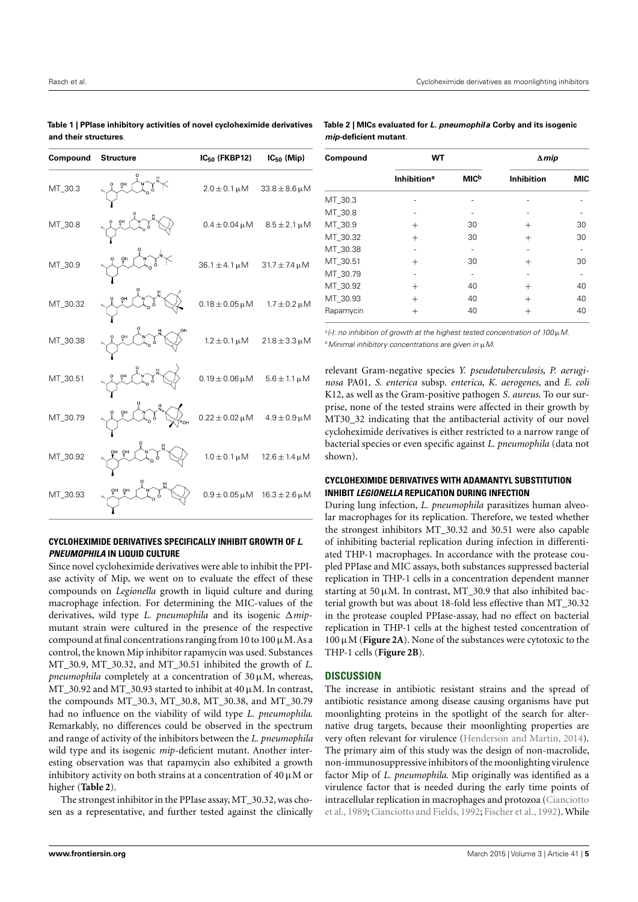**Table 1 | PPIase inhibitory activities of novel cycloheximide derivatives and their structures.**

| Compound | Structure | $IC_{50}$ (FKBP12) | $IC_{50}$ (Mip) |
|---|---|---|---|
| MT_30.3 | | $2.0 \pm 0.1\,\mu M$ | $33.8 \pm 8.6\,\mu M$ |
| MT_30.8 | | $0.4 \pm 0.04\,\mu M$ | $8.5 \pm 2.1\,\mu M$ |
| MT_30.9 | | $36.1 \pm 4.1\,\mu M$ | $31.7 \pm 7.4\,\mu M$ |
| MT_30.32 | | $0.18 \pm 0.05\,\mu M$ | $1.7 \pm 0.2\,\mu M$ |
| MT_30.38 | | $1.2 \pm 0.1\,\mu M$ | $21.8 \pm 3.3\,\mu M$ |
| MT_30.51 | | $0.19 \pm 0.06\,\mu M$ | $5.6 \pm 1.1\,\mu M$ |
| MT_30.79 | | $0.22 \pm 0.02\,\mu M$ | $4.9 \pm 0.9\,\mu M$ |
| MT_30.92 | | $1.0 \pm 0.1\,\mu M$ | $12.6 \pm 1.4\,\mu M$ |
| MT_30.93 | | $0.9 \pm 0.05\,\mu M$ | $16.3 \pm 2.6\,\mu M$ |

### CYCLOHEXIMIDE DERIVATIVES SPECIFICALLY INHIBIT GROWTH OF *L. PNEUMOPHILA* IN LIQUID CULTURE

Since novel cycloheximide derivatives were able to inhibit the PPIase activity of Mip, we went on to evaluate the effect of these compounds on *Legionella* growth in liquid culture and during macrophage infection. For determining the MIC-values of the derivatives, wild type *L. pneumophila* and its isogenic $\Delta$*mip*-mutant strain were cultured in the presence of the respective compound at final concentrations ranging from 10 to 100 μM. As a control, the known Mip inhibitor rapamycin was used. Substances MT_30.9, MT_30.32, and MT_30.51 inhibited the growth of *L. pneumophila* completely at a concentration of 30 μM, whereas, MT_30.92 and MT_30.93 started to inhibit at 40 μM. In contrast, the compounds MT_30.3, MT_30.8, MT_30.38, and MT_30.79 had no influence on the viability of wild type *L. pneumophila*. Remarkably, no differences could be observed in the spectrum and range of activity of the inhibitors between the *L. pneumophila* wild type and its isogenic *mip*-deficient mutant. Another interesting observation was that rapamycin also exhibited a growth inhibitory activity on both strains at a concentration of 40 μM or higher (**Table 2**).

The strongest inhibitor in the PPIase assay, MT_30.32, was chosen as a representative, and further tested against the clinically relevant Gram-negative species *Y. pseudotuberculosis, P. aeruginosa* PA01, *S. enterica* subsp. *enterica, K. aerogenes*, and *E. coli* K12, as well as the Gram-positive pathogen *S. aureus*. To our surprise, none of the tested strains were affected in their growth by MT30_32 indicating that the antibacterial activity of our novel cycloheximide derivatives is either restricted to a narrow range of bacterial species or even specific against *L. pneumophila* (data not shown).

**Table 2 | MICs evaluated for *L. pneumophila* Corby and its isogenic *mip*-deficient mutant.**

| Compound | WT | | $\Delta$*mip* | |
|---|---|---|---|---|
| | Inhibition[a] | MIC[b] | Inhibition | MIC |
| MT_30.3 | - | - | - | - |
| MT_30.8 | - | - | - | - |
| MT_30.9 | + | 30 | + | 30 |
| MT_30.32 | + | 30 | + | 30 |
| MT_30.38 | - | - | - | - |
| MT_30.51 | + | 30 | + | 30 |
| MT_30.79 | - | - | - | - |
| MT_30.92 | + | 40 | + | 40 |
| MT_30.93 | + | 40 | + | 40 |
| Rapamycin | + | 40 | + | 40 |

[a](-): no inhibition of growth at the highest tested concentration of 100 μM.
[b]Minimal inhibitory concentrations are given in μM.

### CYCLOHEXIMIDE DERIVATIVES WITH ADAMANTYL SUBSTITUTION INHIBIT *LEGIONELLA* REPLICATION DURING INFECTION

During lung infection, *L. pneumophila* parasitizes human alveolar macrophages for its replication. Therefore, we tested whether the strongest inhibitors MT_30.32 and 30.51 were also capable of inhibiting bacterial replication during infection in differentiated THP-1 macrophages. In accordance with the protease coupled PPIase and MIC assays, both substances suppressed bacterial replication in THP-1 cells in a concentration dependent manner starting at 50 μM. In contrast, MT_30.9 that also inhibited bacterial growth but was about 18-fold less effective than MT_30.32 in the protease coupled PPIase-assay, had no effect on bacterial replication in THP-1 cells at the highest tested concentration of 100 μM (**Figure 2A**). None of the substances were cytotoxic to the THP-1 cells (**Figure 2B**).

## DISCUSSION

The increase in antibiotic resistant strains and the spread of antibiotic resistance among disease causing organisms have put moonlighting proteins in the spotlight of the search for alternative drug targets, because their moonlighting properties are very often relevant for virulence (Henderson and Martin, 2014). The primary aim of this study was the design of non-macrolide, non-immunosuppressive inhibitors of the moonlighting virulence factor Mip of *L. pneumophila*. Mip originally was identified as a virulence factor that is needed during the early time points of intracellular replication in macrophages and protozoa (Cianciotto et al., 1989; Cianciotto and Fields, 1992; Fischer et al., 1992). While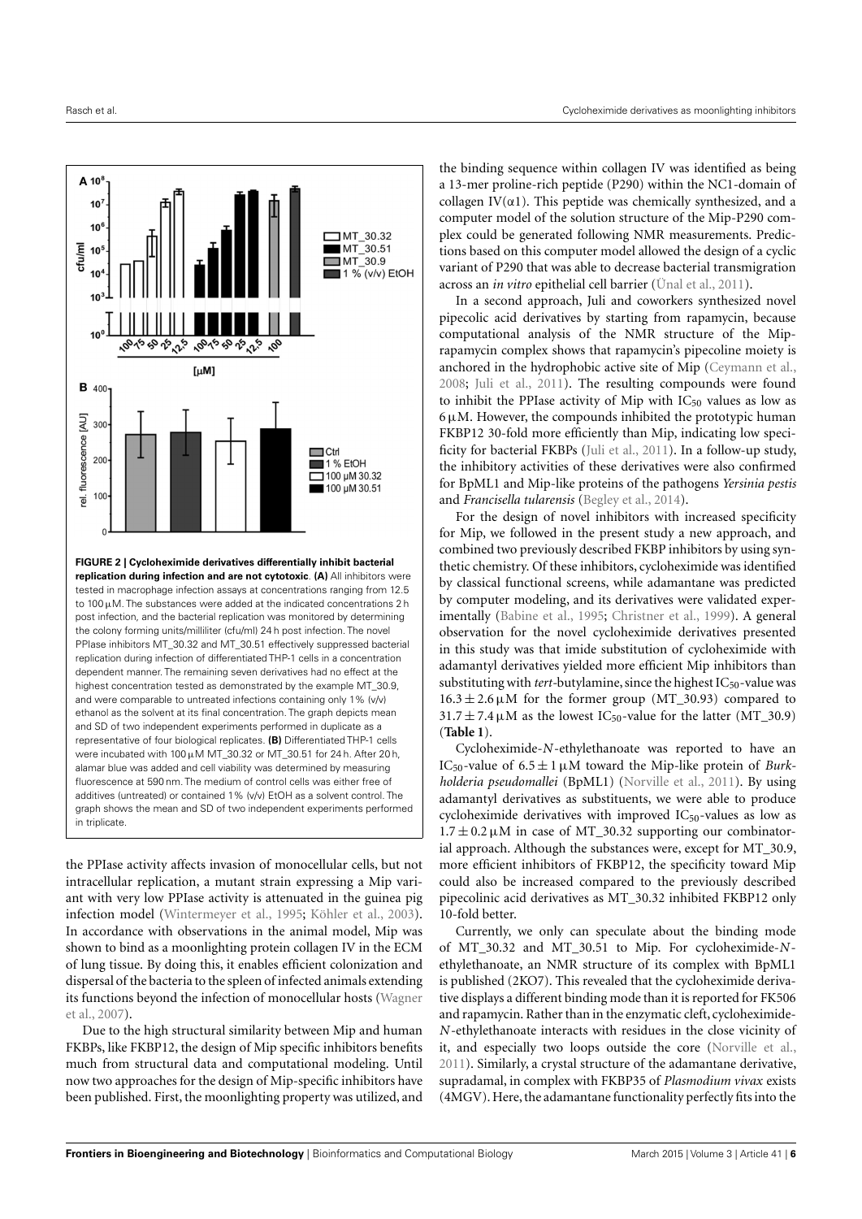A

$10^8$

$10^7$

$10^6$

$10^5$

$10^4$

$10^3$

$10^0$

cfu/ml

100 75 50 25 12.5 100 75 50 25 12.5 100

[µM]

MT_30.32

MT_30.51

MT_30.9

1 % (v/v) EtOH

B

400

300

200

100

0

rel. fluorescence [AU]

Ctrl

1 % EtOH

100 µM 30.32

100 µM 30.51

**FIGURE 2 | Cycloheximide derivatives differentially inhibit bacterial replication during infection and are not cytotoxic.** **(A)** All inhibitors were tested in macrophage infection assays at concentrations ranging from 12.5 to 100 µM. The substances were added at the indicated concentrations 2 h post infection, and the bacterial replication was monitored by determining the colony forming units/milliliter (cfu/ml) 24 h post infection. The novel PPIase inhibitors MT_30.32 and MT_30.51 effectively suppressed bacterial replication during infection of differentiated THP-1 cells in a concentration dependent manner. The remaining seven derivatives had no effect at the highest concentration tested as demonstrated by the example MT_30.9, and were comparable to untreated infections containing only 1% (v/v) ethanol as the solvent at its final concentration. The graph depicts mean and SD of two independent experiments performed in duplicate as a representative of four biological replicates. **(B)** Differentiated THP-1 cells were incubated with 100 µM MT_30.32 or MT_30.51 for 24 h. After 20 h, alamar blue was added and cell viability was determined by measuring fluorescence at 590 nm. The medium of control cells was either free of additives (untreated) or contained 1% (v/v) EtOH as a solvent control. The graph shows the mean and SD of two independent experiments performed in triplicate.

the PPIase activity affects invasion of monocellular cells, but not intracellular replication, a mutant strain expressing a Mip variant with very low PPIase activity is attenuated in the guinea pig infection model (Wintermeyer et al., 1995; Köhler et al., 2003). In accordance with observations in the animal model, Mip was shown to bind as a moonlighting protein collagen IV in the ECM of lung tissue. By doing this, it enables efficient colonization and dispersal of the bacteria to the spleen of infected animals extending its functions beyond the infection of monocellular hosts (Wagner et al., 2007).

Due to the high structural similarity between Mip and human FKBPs, like FKBP12, the design of Mip specific inhibitors benefits much from structural data and computational modeling. Until now two approaches for the design of Mip-specific inhibitors have been published. First, the moonlighting property was utilized, and the binding sequence within collagen IV was identified as being a 13-mer proline-rich peptide (P290) within the NC1-domain of collagen IV(α1). This peptide was chemically synthesized, and a computer model of the solution structure of the Mip-P290 complex could be generated following NMR measurements. Predictions based on this computer model allowed the design of a cyclic variant of P290 that was able to decrease bacterial transmigration across an *in vitro* epithelial cell barrier (Ünal et al., 2011).

In a second approach, Juli and coworkers synthesized novel pipecolic acid derivatives by starting from rapamycin, because computational analysis of the NMR structure of the Mip-rapamycin complex shows that rapamycin's pipecoline moiety is anchored in the hydrophobic active site of Mip (Ceymann et al., 2008; Juli et al., 2011). The resulting compounds were found to inhibit the PPIase activity of Mip with $IC_{50}$ values as low as 6 µM. However, the compounds inhibited the prototypic human FKBP12 30-fold more efficiently than Mip, indicating low specificity for bacterial FKBPs (Juli et al., 2011). In a follow-up study, the inhibitory activities of these derivatives were also confirmed for BpML1 and Mip-like proteins of the pathogens *Yersinia pestis* and *Francisella tularensis* (Begley et al., 2014).

For the design of novel inhibitors with increased specificity for Mip, we followed in the present study a new approach, and combined two previously described FKBP inhibitors by using synthetic chemistry. Of these inhibitors, cycloheximide was identified by classical functional screens, while adamantane was predicted by computer modeling, and its derivatives were validated experimentally (Babine et al., 1995; Christner et al., 1999). A general observation for the novel cycloheximide derivatives presented in this study was that imide substitution of cycloheximide with adamantyl derivatives yielded more efficient Mip inhibitors than substituting with *tert*-butylamine, since the highest $IC_{50}$-value was $16.3 \pm 2.6$ µM for the former group (MT_30.93) compared to $31.7 \pm 7.4$ µM as the lowest $IC_{50}$-value for the latter (MT_30.9) (**Table 1**).

Cycloheximide-*N*-ethylethanoate was reported to have an $IC_{50}$-value of $6.5 \pm 1$ µM toward the Mip-like protein of *Burkholderia pseudomallei* (BpML1) (Norville et al., 2011). By using adamantyl derivatives as substituents, we were able to produce cycloheximide derivatives with improved $IC_{50}$-values as low as $1.7 \pm 0.2$ µM in case of MT_30.32 supporting our combinatorial approach. Although the substances were, except for MT_30.9, more efficient inhibitors of FKBP12, the specificity toward Mip could also be increased compared to the previously described pipecolinic acid derivatives as MT_30.32 inhibited FKBP12 only 10-fold better.

Currently, we only can speculate about the binding mode of MT_30.32 and MT_30.51 to Mip. For cycloheximide-*N*-ethylethanoate, an NMR structure of its complex with BpML1 is published (2KO7). This revealed that the cycloheximide derivative displays a different binding mode than it is reported for FK506 and rapamycin. Rather than in the enzymatic cleft, cycloheximide-*N*-ethylethanoate interacts with residues in the close vicinity of it, and especially two loops outside the core (Norville et al., 2011). Similarly, a crystal structure of the adamantane derivative, supradamal, in complex with FKBP35 of *Plasmodium vivax* exists (4MGV). Here, the adamantane functionality perfectly fits into the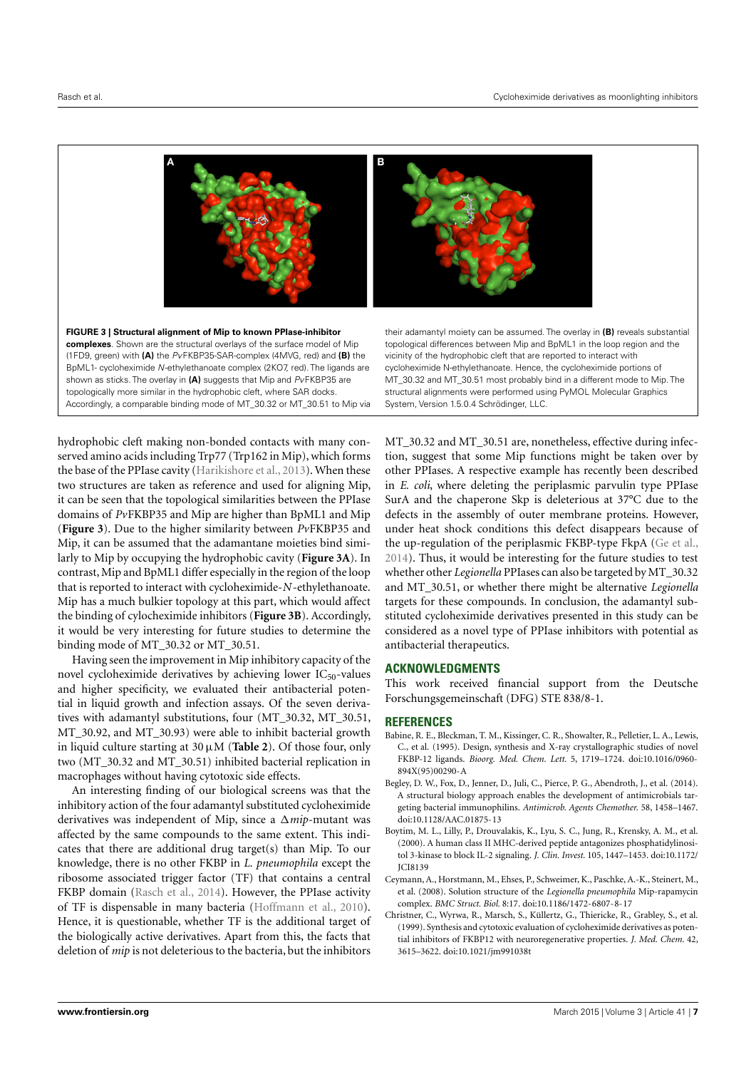**FIGURE 3 | Structural alignment of Mip to known PPIase-inhibitor complexes**. Shown are the structural overlays of the surface model of Mip (1FD9, green) with **(A)** the *Pv*FKBP35-SAR-complex (4MVG, red) and **(B)** the BpML1- cycloheximide *N*-ethylethanoate complex (2KO7, red). The ligands are shown as sticks. The overlay in **(A)** suggests that Mip and *Pv*FKBP35 are topologically more similar in the hydrophobic cleft, where SAR docks. Accordingly, a comparable binding mode of MT_30.32 or MT_30.51 to Mip via their adamantyl moiety can be assumed. The overlay in **(B)** reveals substantial topological differences between Mip and BpML1 in the loop region and the vicinity of the hydrophobic cleft that are reported to interact with cycloheximide N-ethylethanoate. Hence, the cycloheximide portions of MT_30.32 and MT_30.51 most probably bind in a different mode to Mip. The structural alignments were performed using PyMOL Molecular Graphics System, Version 1.5.0.4 Schrödinger, LLC.

hydrophobic cleft making non-bonded contacts with many conserved amino acids including Trp77 (Trp162 in Mip), which forms the base of the PPIase cavity (Harikishore et al., 2013). When these two structures are taken as reference and used for aligning Mip, it can be seen that the topological similarities between the PPIase domains of *Pv*FKBP35 and Mip are higher than BpML1 and Mip (**Figure 3**). Due to the higher similarity between *Pv*FKBP35 and Mip, it can be assumed that the adamantane moieties bind similarly to Mip by occupying the hydrophobic cavity (**Figure 3A**). In contrast, Mip and BpML1 differ especially in the region of the loop that is reported to interact with cycloheximide-*N*-ethylethanoate. Mip has a much bulkier topology at this part, which would affect the binding of cylocheximide inhibitors (**Figure 3B**). Accordingly, it would be very interesting for future studies to determine the binding mode of MT_30.32 or MT_30.51.

Having seen the improvement in Mip inhibitory capacity of the novel cycloheximide derivatives by achieving lower $IC_{50}$-values and higher specificity, we evaluated their antibacterial potential in liquid growth and infection assays. Of the seven derivatives with adamantyl substitutions, four (MT_30.32, MT_30.51, MT_30.92, and MT_30.93) were able to inhibit bacterial growth in liquid culture starting at 30 $\mu$M (**Table 2**). Of those four, only two (MT_30.32 and MT_30.51) inhibited bacterial replication in macrophages without having cytotoxic side effects.

An interesting finding of our biological screens was that the inhibitory action of the four adamantyl substituted cycloheximide derivatives was independent of Mip, since a $\Delta$*mip*-mutant was affected by the same compounds to the same extent. This indicates that there are additional drug target(s) than Mip. To our knowledge, there is no other FKBP in *L. pneumophila* except the ribosome associated trigger factor (TF) that contains a central FKBP domain (Rasch et al., 2014). However, the PPIase activity of TF is dispensable in many bacteria (Hoffmann et al., 2010). Hence, it is questionable, whether TF is the additional target of the biologically active derivatives. Apart from this, the facts that deletion of *mip* is not deleterious to the bacteria, but the inhibitors MT_30.32 and MT_30.51 are, nonetheless, effective during infection, suggest that some Mip functions might be taken over by other PPIases. A respective example has recently been described in *E. coli*, where deleting the periplasmic parvulin type PPIase SurA and the chaperone Skp is deleterious at 37°C due to the defects in the assembly of outer membrane proteins. However, under heat shock conditions this defect disappears because of the up-regulation of the periplasmic FKBP-type FkpA (Ge et al., 2014). Thus, it would be interesting for the future studies to test whether other *Legionella* PPIases can also be targeted by MT_30.32 and MT_30.51, or whether there might be alternative *Legionella* targets for these compounds. In conclusion, the adamantyl substituted cycloheximide derivatives presented in this study can be considered as a novel type of PPIase inhibitors with potential as antibacterial therapeutics.

## ACKNOWLEDGMENTS

This work received financial support from the Deutsche Forschungsgemeinschaft (DFG) STE 838/8-1.

## REFERENCES

Babine, R. E., Bleckman, T. M., Kissinger, C. R., Showalter, R., Pelletier, L. A., Lewis, C., et al. (1995). Design, synthesis and X-ray crystallographic studies of novel FKBP-12 ligands. *Bioorg. Med. Chem. Lett.* 5, 1719–1724. doi:10.1016/0960-894X(95)00290-A

Begley, D. W., Fox, D., Jenner, D., Juli, C., Pierce, P. G., Abendroth, J., et al. (2014). A structural biology approach enables the development of antimicrobials targeting bacterial immunophilins. *Antimicrob. Agents Chemother.* 58, 1458–1467. doi:10.1128/AAC.01875-13

Boytim, M. L., Lilly, P., Drouvalakis, K., Lyu, S. C., Jung, R., Krensky, A. M., et al. (2000). A human class II MHC-derived peptide antagonizes phosphatidylinositol 3-kinase to block IL-2 signaling. *J. Clin. Invest.* 105, 1447–1453. doi:10.1172/JCI8139

Ceymann, A., Horstmann, M., Ehses, P., Schweimer, K., Paschke, A.-K., Steinert, M., et al. (2008). Solution structure of the *Legionella pneumophila* Mip-rapamycin complex. *BMC Struct. Biol.* 8:17. doi:10.1186/1472-6807-8-17

Christner, C., Wyrwa, R., Marsch, S., Küllertz, G., Thiericke, R., Grabley, S., et al. (1999). Synthesis and cytotoxic evaluation of cycloheximide derivatives as potential inhibitors of FKBP12 with neuroregenerative properties. *J. Med. Chem.* 42, 3615–3622. doi:10.1021/jm991038t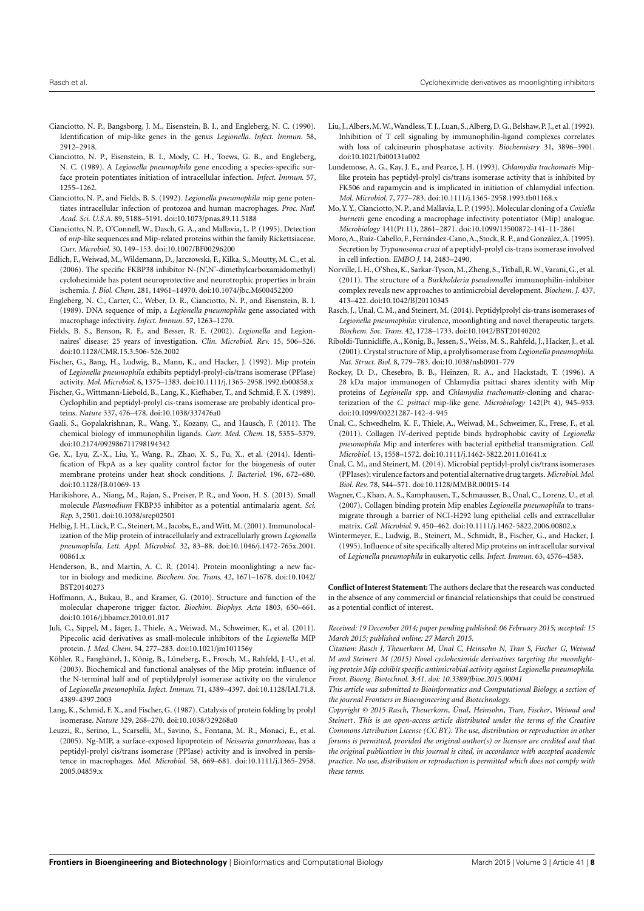Cianciotto, N. P., Bangsborg, J. M., Eisenstein, B. I., and Engleberg, N. C. (1990). Identification of mip-like genes in the genus *Legionella*. *Infect. Immun.* 58, 2912–2918.

Cianciotto, N. P., Eisenstein, B. I., Mody, C. H., Toews, G. B., and Engleberg, N. C. (1989). A *Legionella pneumophila* gene encoding a species-specific surface protein potentiates initiation of intracellular infection. *Infect. Immun.* 57, 1255–1262.

Cianciotto, N. P., and Fields, B. S. (1992). *Legionella pneumophila* mip gene potentiates intracellular infection of protozoa and human macrophages. *Proc. Natl. Acad. Sci. U.S.A.* 89, 5188–5191. doi:10.1073/pnas.89.11.5188

Cianciotto, N. P., O'Connell, W., Dasch, G. A., and Mallavia, L. P. (1995). Detection of *mip*-like sequences and Mip-related proteins within the family Rickettsiaceae. *Curr. Microbiol.* 30, 149–153. doi:10.1007/BF00296200

Edlich, F., Weiwad, M., Wildemann, D., Jarczowski, F., Kilka, S., Moutty, M. C., et al. (2006). The specific FKBP38 inhibitor N-(N′,N′-dimethylcarboxamidomethyl) cycloheximide has potent neuroprotective and neurotrophic properties in brain ischemia. *J. Biol. Chem.* 281, 14961–14970. doi:10.1074/jbc.M600452200

Engleberg, N. C., Carter, C., Weber, D. R., Cianciotto, N. P., and Eisenstein, B. I. (1989). DNA sequence of mip, a *Legionella pneumophila* gene associated with macrophage infectivity. *Infect. Immun.* 57, 1263–1270.

Fields, B. S., Benson, R. F., and Besser, R. E. (2002). *Legionella* and Legionnaires' disease: 25 years of investigation. *Clin. Microbiol. Rev.* 15, 506–526. doi:10.1128/CMR.15.3.506-526.2002

Fischer, G., Bang, H., Ludwig, B., Mann, K., and Hacker, J. (1992). Mip protein of *Legionella pneumophila* exhibits peptidyl-prolyl-cis/trans isomerase (PPIase) activity. *Mol. Microbiol.* 6, 1375–1383. doi:10.1111/j.1365-2958.1992.tb00858.x

Fischer, G., Wittmann-Liebold, B., Lang, K., Kiefhaber, T., and Schmid, F. X. (1989). Cyclophilin and peptidyl-prolyl cis-trans isomerase are probably identical proteins. *Nature* 337, 476–478. doi:10.1038/337476a0

Gaali, S., Gopalakrishnan, R., Wang, Y., Kozany, C., and Hausch, F. (2011). The chemical biology of immunophilin ligands. *Curr. Med. Chem.* 18, 5355–5379. doi:10.2174/092986711798194342

Ge, X., Lyu, Z.-X., Liu, Y., Wang, R., Zhao, X. S., Fu, X., et al. (2014). Identification of FkpA as a key quality control factor for the biogenesis of outer membrane proteins under heat shock conditions. *J. Bacteriol.* 196, 672–680. doi:10.1128/JB.01069-13

Harikishore, A., Niang, M., Rajan, S., Preiser, P. R., and Yoon, H. S. (2013). Small molecule *Plasmodium* FKBP35 inhibitor as a potential antimalaria agent. *Sci. Rep.* 3, 2501. doi:10.1038/srep02501

Helbig, J. H., Lück, P. C., Steinert, M., Jacobs, E., and Witt, M. (2001). Immunolocalization of the Mip protein of intracellularly and extracellularly grown *Legionella pneumophila*. *Lett. Appl. Microbiol.* 32, 83–88. doi:10.1046/j.1472-765x.2001.00861.x

Henderson, B., and Martin, A. C. R. (2014). Protein moonlighting: a new factor in biology and medicine. *Biochem. Soc. Trans.* 42, 1671–1678. doi:10.1042/BST20140273

Hoffmann, A., Bukau, B., and Kramer, G. (2010). Structure and function of the molecular chaperone trigger factor. *Biochim. Biophys. Acta* 1803, 650–661. doi:10.1016/j.bbamcr.2010.01.017

Juli, C., Sippel, M., Jäger, J., Thiele, A., Weiwad, M., Schweimer, K., et al. (2011). Pipecolic acid derivatives as small-molecule inhibitors of the *Legionella* MIP protein. *J. Med. Chem.* 54, 277–283. doi:10.1021/jm101156y

Köhler, R., Fanghänel, J., König, B., Lüneberg, E., Frosch, M., Rahfeld, J.-U., et al. (2003). Biochemical and functional analyses of the Mip protein: influence of the N-terminal half and of peptidylprolyl isomerase activity on the virulence of *Legionella pneumophila*. *Infect. Immun.* 71, 4389–4397. doi:10.1128/IAI.71.8.4389-4397.2003

Lang, K., Schmid, F. X., and Fischer, G. (1987). Catalysis of protein folding by prolyl isomerase. *Nature* 329, 268–270. doi:10.1038/329268a0

Leuzzi, R., Serino, L., Scarselli, M., Savino, S., Fontana, M. R., Monaci, E., et al. (2005). Ng-MIP, a surface-exposed lipoprotein of *Neisseria gonorrhoeae*, has a peptidyl-prolyl cis/trans isomerase (PPIase) activity and is involved in persistence in macrophages. *Mol. Microbiol.* 58, 669–681. doi:10.1111/j.1365-2958.2005.04859.x

Liu, J., Albers, M. W., Wandless, T. J., Luan, S., Alberg, D. G., Belshaw, P. J., et al. (1992). Inhibition of T cell signaling by immunophilin-ligand complexes correlates with loss of calcineurin phosphatase activity. *Biochemistry* 31, 3896–3901. doi:10.1021/bi00131a002

Lundemose, A. G., Kay, J. E., and Pearce, J. H. (1993). *Chlamydia trachomatis* Mip-like protein has peptidyl-prolyl cis/trans isomerase activity that is inhibited by FK506 and rapamycin and is implicated in initiation of chlamydial infection. *Mol. Microbiol.* 7, 777–783. doi:10.1111/j.1365-2958.1993.tb01168.x

Mo, Y. Y., Cianciotto, N. P., and Mallavia, L. P. (1995). Molecular cloning of a *Coxiella burnetii* gene encoding a macrophage infectivity potentiator (Mip) analogue. *Microbiology* 141(Pt 11), 2861–2871. doi:10.1099/13500872-141-11-2861

Moro, A., Ruiz-Cabello, F., Fernández-Cano, A., Stock, R. P., and González, A. (1995). Secretion by *Trypanosoma cruzi* of a peptidyl-prolyl cis-trans isomerase involved in cell infection. *EMBO J.* 14, 2483–2490.

Norville, I. H., O'Shea, K., Sarkar-Tyson, M., Zheng, S., Titball, R. W., Varani, G., et al. (2011). The structure of a *Burkholderia pseudomallei* immunophilin-inhibitor complex reveals new approaches to antimicrobial development. *Biochem. J.* 437, 413–422. doi:10.1042/BJ20110345

Rasch, J., Unal, C. M., and Steinert, M. (2014). Peptidylprolyl cis-trans isomerases of *Legionella pneumophila*: virulence, moonlighting and novel therapeutic targets. *Biochem. Soc. Trans.* 42, 1728–1733. doi:10.1042/BST20140202

Riboldi-Tunnicliffe, A., König, B., Jessen, S., Weiss, M. S., Rahfeld, J., Hacker, J., et al. (2001). Crystal structure of Mip, a prolylisomerase from *Legionella pneumophila*. *Nat. Struct. Biol.* 8, 779–783. doi:10.1038/nsb0901-779

Rockey, D. D., Chesebro, B. B., Heinzen, R. A., and Hackstadt, T. (1996). A 28 kDa major immunogen of Chlamydia psittaci shares identity with Mip proteins of *Legionella* spp. and *Chlamydia trachomatis*-cloning and characterization of the *C. psittaci* mip-like gene. *Microbiology* 142(Pt 4), 945–953. doi:10.1099/00221287-142-4-945

Ünal, C., Schwedhelm, K. F., Thiele, A., Weiwad, M., Schweimer, K., Frese, F., et al. (2011). Collagen IV-derived peptide binds hydrophobic cavity of *Legionella pneumophila* Mip and interferes with bacterial epithelial transmigration. *Cell. Microbiol.* 13, 1558–1572. doi:10.1111/j.1462-5822.2011.01641.x

Ünal, C. M., and Steinert, M. (2014). Microbial peptidyl-prolyl cis/trans isomerases (PPIases): virulence factors and potential alternative drug targets. *Microbiol. Mol. Biol. Rev.* 78, 544–571. doi:10.1128/MMBR.00015-14

Wagner, C., Khan, A. S., Kamphausen, T., Schmausser, B., Ünal, C., Lorenz, U., et al. (2007). Collagen binding protein Mip enables *Legionella pneumophila* to transmigrate through a barrier of NCI-H292 lung epithelial cells and extracellular matrix. *Cell. Microbiol.* 9, 450–462. doi:10.1111/j.1462-5822.2006.00802.x

Wintermeyer, E., Ludwig, B., Steinert, M., Schmidt, B., Fischer, G., and Hacker, J. (1995). Influence of site specifically altered Mip proteins on intracellular survival of *Legionella pneumophila* in eukaryotic cells. *Infect. Immun.* 63, 4576–4583.

**Conflict of Interest Statement:** The authors declare that the research was conducted in the absence of any commercial or financial relationships that could be construed as a potential conflict of interest.

*Received: 19 December 2014; paper pending published: 06 February 2015; accepted: 15 March 2015; published online: 27 March 2015.*

*Citation: Rasch J, Theuerkorn M, Ünal C, Heinsohn N, Tran S, Fischer G, Weiwad M and Steinert M (2015) Novel cycloheximide derivatives targeting the moonlighting protein Mip exhibit specific antimicrobial activity against Legionella pneumophila. Front. Bioeng. Biotechnol. 3:41. doi: 10.3389/fbioe.2015.00041*

*This article was submitted to Bioinformatics and Computational Biology, a section of the journal Frontiers in Bioengineering and Biotechnology.*

*Copyright © 2015 Rasch, Theuerkorn, Ünal, Heinsohn, Tran, Fischer, Weiwad and Steinert. This is an open-access article distributed under the terms of the Creative Commons Attribution License (CC BY). The use, distribution or reproduction in other forums is permitted, provided the original author(s) or licensor are credited and that the original publication in this journal is cited, in accordance with accepted academic practice. No use, distribution or reproduction is permitted which does not comply with these terms.*